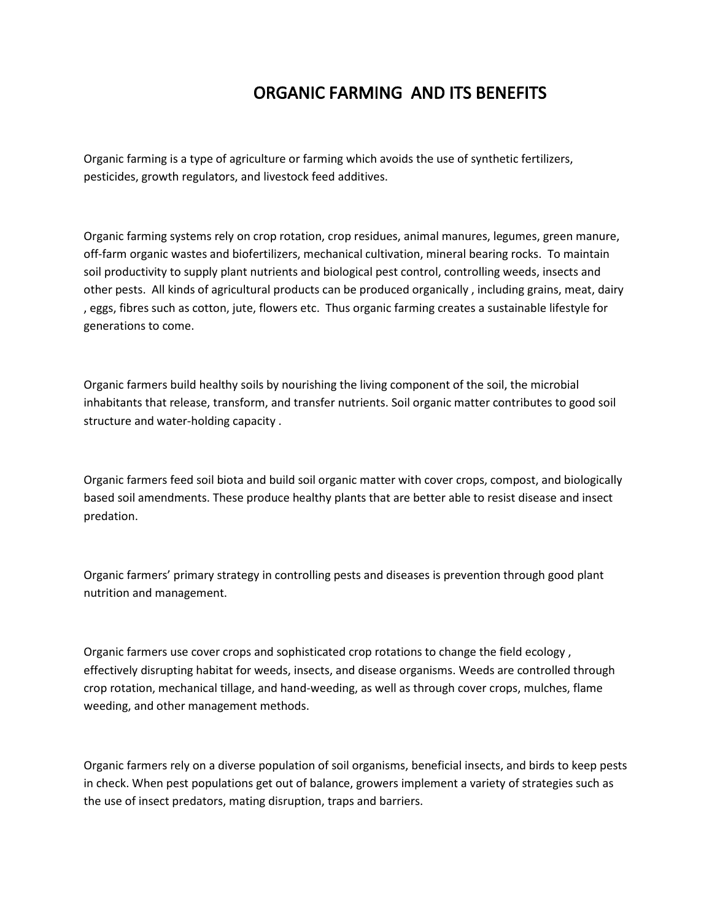# ORGANIC FARMING AND ITS BENEFITS

Organic farming is a type of agriculture or farming which avoids the use of synthetic fertilizers, pesticides, growth regulators, and livestock feed additives.

Organic farming systems rely on crop rotation, crop residues, animal manures, legumes, green manure, off-farm organic wastes and biofertilizers, mechanical cultivation, mineral bearing rocks. To maintain soil productivity to supply plant nutrients and biological pest control, controlling weeds, insects and other pests. All kinds of agricultural products can be produced organically , including grains, meat, dairy , eggs, fibres such as cotton, jute, flowers etc. Thus organic farming creates a sustainable lifestyle for generations to come.

Organic farmers build healthy soils by nourishing the living component of the soil, the microbial inhabitants that release, transform, and transfer nutrients. Soil organic matter contributes to good soil structure and water-holding capacity .

Organic farmers feed soil biota and build soil organic matter with cover crops, compost, and biologically based soil amendments. These produce healthy plants that are better able to resist disease and insect predation.

Organic farmers' primary strategy in controlling pests and diseases is prevention through good plant nutrition and management.

Organic farmers use cover crops and sophisticated crop rotations to change the field ecology , effectively disrupting habitat for weeds, insects, and disease organisms. Weeds are controlled through crop rotation, mechanical tillage, and hand-weeding, as well as through cover crops, mulches, flame weeding, and other management methods.

Organic farmers rely on a diverse population of soil organisms, beneficial insects, and birds to keep pests in check. When pest populations get out of balance, growers implement a variety of strategies such as the use of insect predators, mating disruption, traps and barriers.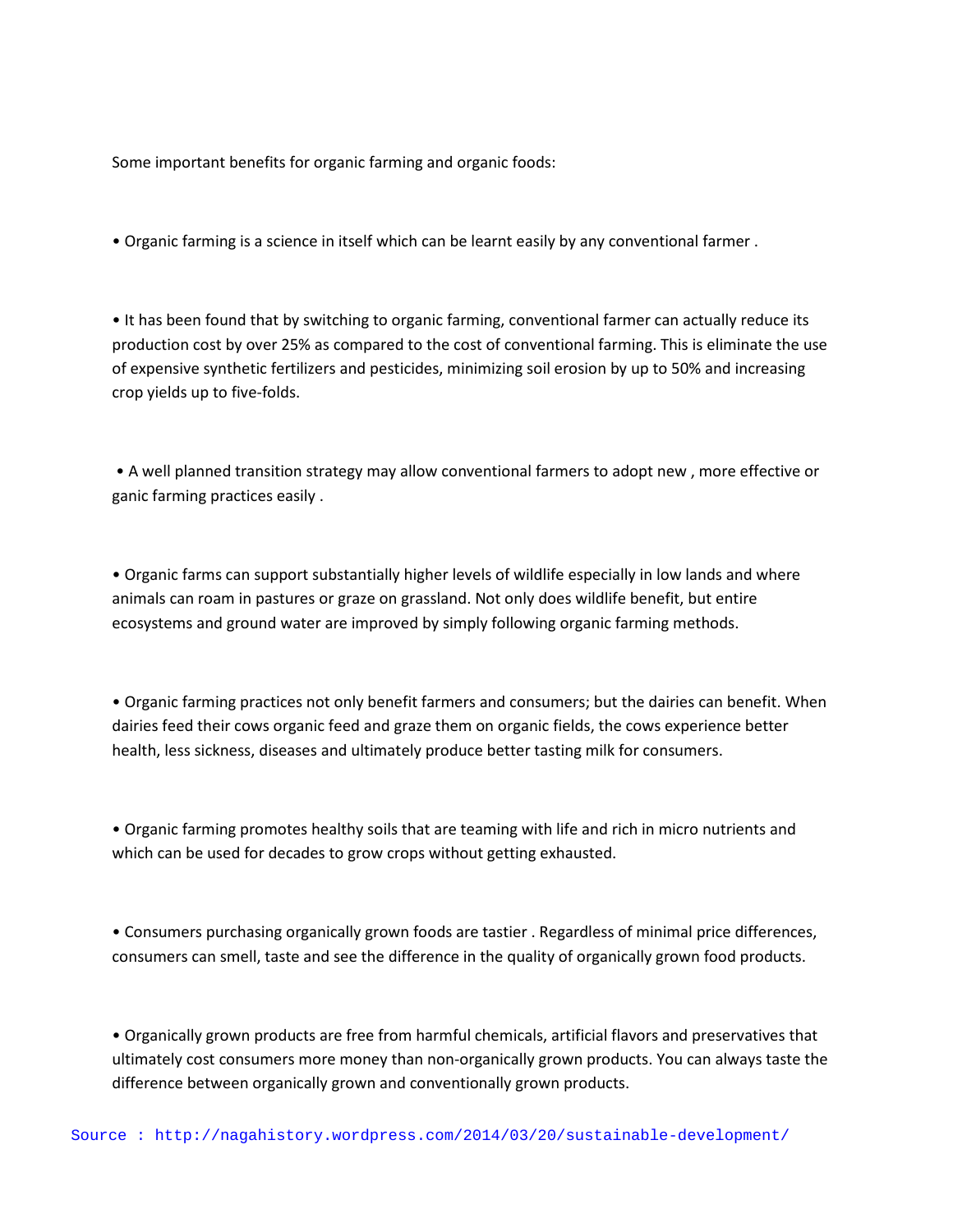Some important benefits for organic farming and organic foods:

- Organic farming is a science in itself which can be learnt easily by any conventional farmer .

- It has been found that by switching to organic farming, conventional farmer can actually reduce its production cost by over 25% as compared to the cost of conventional farming. This is eliminate the use of expensive synthetic fertilizers and pesticides, minimizing soil erosion by up to 50% and increasing crop yields up to five-folds.

- A well planned transition strategy may allow conventional farmers to adopt new , more effective or ganic farming practices easily .

- Organic farms can support substantially higher levels of wildlife especially in low lands and where animals can roam in pastures or graze on grassland. Not only does wildlife benefit, but entire ecosystems and ground water are improved by simply following organic farming methods.

- Organic farming practices not only benefit farmers and consumers; but the dairies can benefit. When dairies feed their cows organic feed and graze them on organic fields, the cows experience better health, less sickness, diseases and ultimately produce better tasting milk for consumers.

- Organic farming promotes healthy soils that are teaming with life and rich in micro nutrients and which can be used for decades to grow crops without getting exhausted.

- Consumers purchasing organically grown foods are tastier . Regardless of minimal price differences, consumers can smell, taste and see the difference in the quality of organically grown food products.

- Organically grown products are free from harmful chemicals, artificial flavors and preservatives that ultimately cost consumers more money than non-organically grown products. You can always taste the difference between organically grown and conventionally grown products.

Source : http://nagahistory.wordpress.com/2014/03/20/sustainable-development/